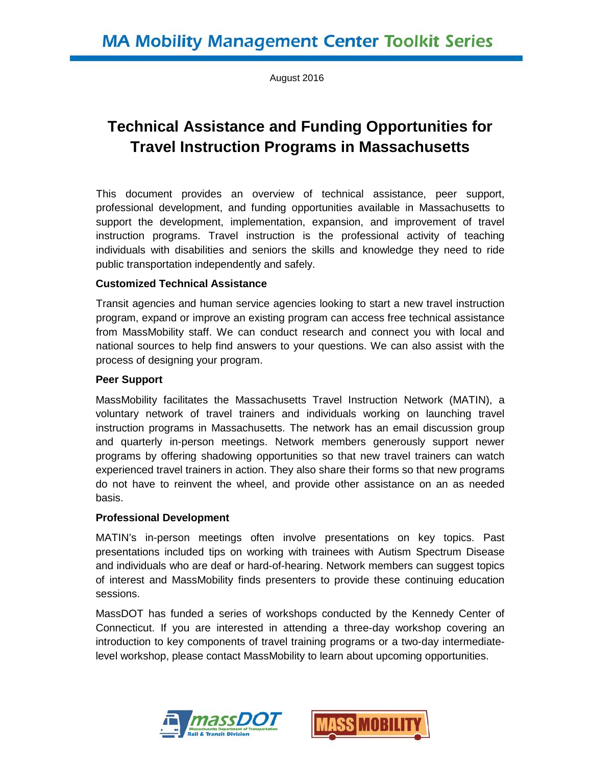# MA Mobility Management Center Toolkit Series

August 2016

## Technical Assistance and Funding Opportunities for Travel Instruction Programs in Massachusetts

This document provides an overview of technical assistance, peer support, professional development, and funding opportunities available in Massachusetts to support the development, implementation, expansion, and improvement of travel instruction programs. Travel instruction is the professional activity of teaching individuals with disabilities and seniors the skills and knowledge they need to ride public transportation independently and safely.

### Customized Technical Assistance

Transit agencies and human service agencies looking to start a new travel instruction program, expand or improve an existing program can access free technical assistance from MassMobility staff. We can conduct research and connect you with local and national sources to help find answers to your questions. We can also assist with the process of designing your program.

### Peer Support

MassMobility facilitates the Massachusetts Travel Instruction Network (MATIN), a voluntary network of travel trainers and individuals working on launching travel instruction programs in Massachusetts. The network has an email discussion group and quarterly in-person meetings. Network members generously support newer programs by offering shadowing opportunities so that new travel trainers can watch experienced travel trainers in action. They also share their forms so that new programs do not have to reinvent the wheel, and provide other assistance on an as needed basis.

### Professional Development

MATIN's in-person meetings often involve presentations on key topics. Past presentations included tips on working with trainees with Autism Spectrum Disease and individuals who are deaf or hard-of-hearing. Network members can suggest topics of interest and MassMobility finds presenters to provide these continuing education sessions.

MassDOT has funded a series of workshops conducted by the Kennedy Center of Connecticut. If you are interested in attending a three-day workshop covering an introduction to key components of travel training programs or a two-day intermediate-level workshop, please contact MassMobility to learn about upcoming opportunities.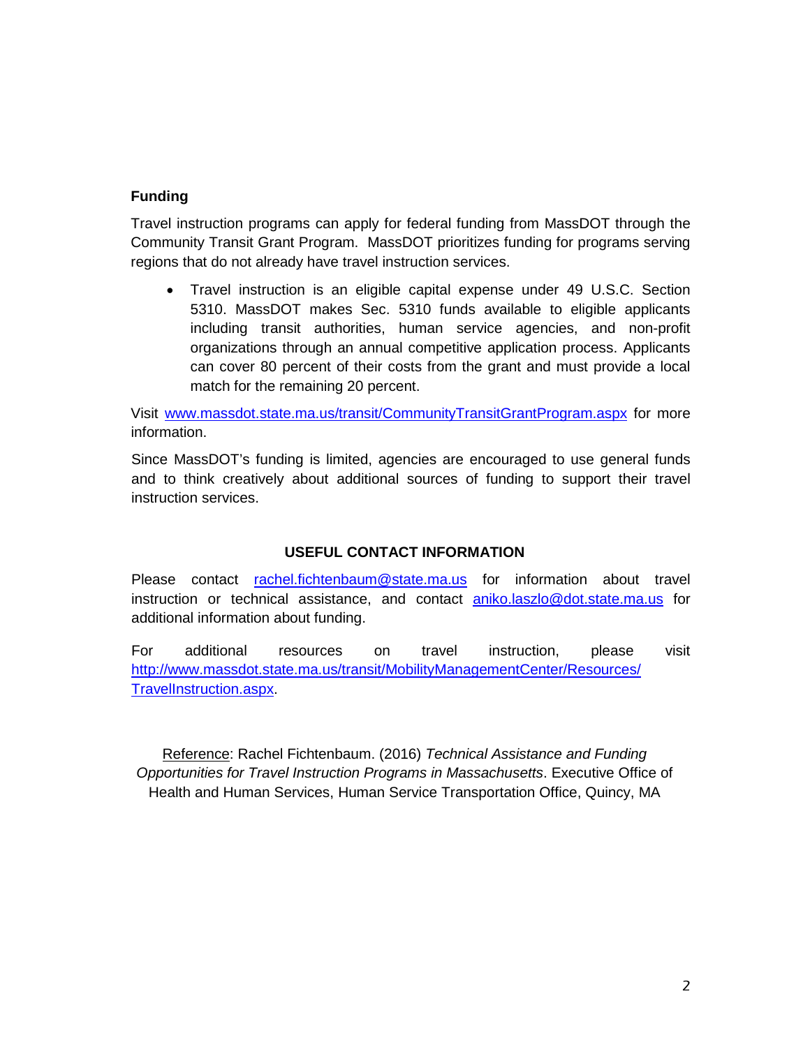## Funding

Travel instruction programs can apply for federal funding from MassDOT through the Community Transit Grant Program. MassDOT prioritizes funding for programs serving regions that do not already have travel instruction services.

- Travel instruction is an eligible capital expense under 49 U.S.C. Section 5310. MassDOT makes Sec. 5310 funds available to eligible applicants including transit authorities, human service agencies, and non-profit organizations through an annual competitive application process. Applicants can cover 80 percent of their costs from the grant and must provide a local match for the remaining 20 percent.

Visit www.massdot.state.ma.us/transit/CommunityTransitGrantProgram.aspx for more information.

Since MassDOT's funding is limited, agencies are encouraged to use general funds and to think creatively about additional sources of funding to support their travel instruction services.

## USEFUL CONTACT INFORMATION

Please contact rachel.fichtenbaum@state.ma.us for information about travel instruction or technical assistance, and contact aniko.laszlo@dot.state.ma.us for additional information about funding.

For additional resources on travel instruction, please visit http://www.massdot.state.ma.us/transit/MobilityManagementCenter/Resources/TravelInstruction.aspx.

Reference: Rachel Fichtenbaum. (2016) *Technical Assistance and Funding Opportunities for Travel Instruction Programs in Massachusetts*. Executive Office of Health and Human Services, Human Service Transportation Office, Quincy, MA